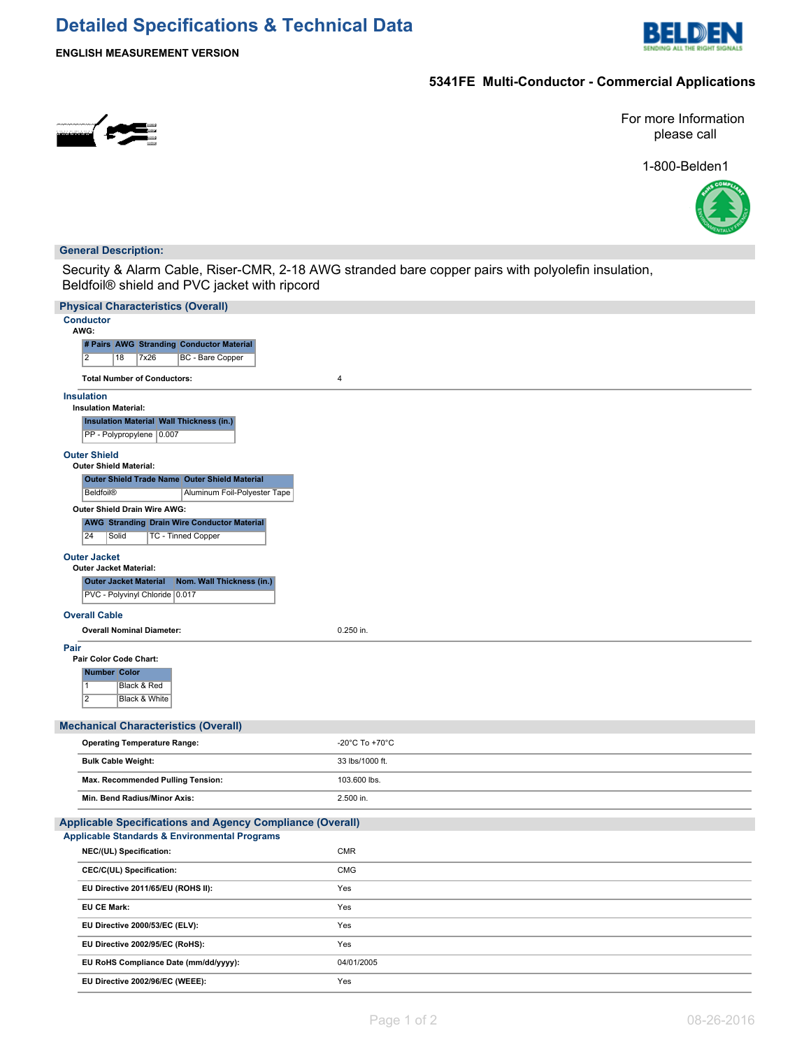# Detailed Specifications & Technical Data

**ENGLISH MEASUREMENT VERSION**

## 5341FE Multi-Conductor - Commercial Applications

For more Information please call

1-800-Belden1

### General Description:

Security & Alarm Cable, Riser-CMR, 2-18 AWG stranded bare copper pairs with polyolefin insulation, Beldfoil® shield and PVC jacket with ripcord

### Physical Characteristics (Overall)

#### Conductor

**AWG:**

| # Pairs | AWG | Stranding | Conductor Material |
|---|---|---|---|
| 2 | 18 | 7x26 | BC - Bare Copper |

**Total Number of Conductors:** 4

#### Insulation

**Insulation Material:**

| Insulation Material | Wall Thickness (in.) |
|---|---|
| PP - Polypropylene | 0.007 |

#### Outer Shield

**Outer Shield Material:**

| Outer Shield Trade Name | Outer Shield Material |
|---|---|
| Beldfoil® | Aluminum Foil-Polyester Tape |

**Outer Shield Drain Wire AWG:**

| AWG | Stranding | Drain Wire Conductor Material |
|---|---|---|
| 24 | Solid | TC - Tinned Copper |

#### Outer Jacket

**Outer Jacket Material:**

| Outer Jacket Material | Nom. Wall Thickness (in.) |
|---|---|
| PVC - Polyvinyl Chloride | 0.017 |

#### Overall Cable

**Overall Nominal Diameter:** 0.250 in.

#### Pair

**Pair Color Code Chart:**

| Number | Color |
|---|---|
| 1 | Black & Red |
| 2 | Black & White |

### Mechanical Characteristics (Overall)

| | |
|---|---|
| **Operating Temperature Range:** | -20°C To +70°C |
| **Bulk Cable Weight:** | 33 lbs/1000 ft. |
| **Max. Recommended Pulling Tension:** | 103.600 lbs. |
| **Min. Bend Radius/Minor Axis:** | 2.500 in. |

### Applicable Specifications and Agency Compliance (Overall)

#### Applicable Standards & Environmental Programs

| | |
|---|---|
| **NEC/(UL) Specification:** | CMR |
| **CEC/C(UL) Specification:** | CMG |
| **EU Directive 2011/65/EU (ROHS II):** | Yes |
| **EU CE Mark:** | Yes |
| **EU Directive 2000/53/EC (ELV):** | Yes |
| **EU Directive 2002/95/EC (RoHS):** | Yes |
| **EU RoHS Compliance Date (mm/dd/yyyy):** | 04/01/2005 |
| **EU Directive 2002/96/EC (WEEE):** | Yes |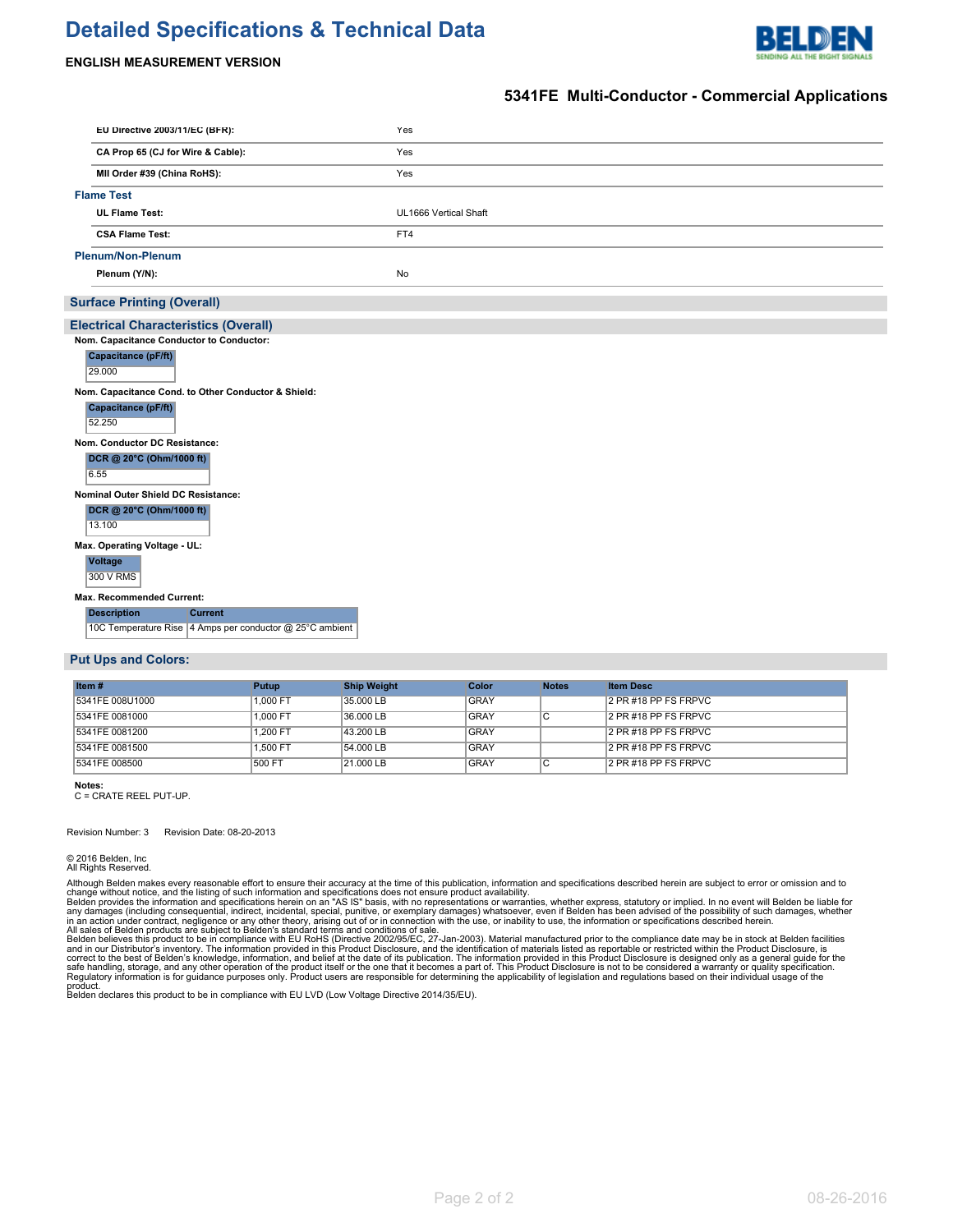# Detailed Specifications & Technical Data

**ENGLISH MEASUREMENT VERSION**

## 5341FE Multi-Conductor - Commercial Applications

| | |
|---|---|
| **EU Directive 2003/11/EC (BFR):** | Yes |
| **CA Prop 65 (CJ for Wire & Cable):** | Yes |
| **MII Order #39 (China RoHS):** | Yes |

### Flame Test

| | |
|---|---|
| **UL Flame Test:** | UL1666 Vertical Shaft |
| **CSA Flame Test:** | FT4 |

### Plenum/Non-Plenum

| | |
|---|---|
| **Plenum (Y/N):** | No |

## Surface Printing (Overall)

## Electrical Characteristics (Overall)

**Nom. Capacitance Conductor to Conductor:**

| Capacitance (pF/ft) |
|---|
| 29.000 |

**Nom. Capacitance Cond. to Other Conductor & Shield:**

| Capacitance (pF/ft) |
|---|
| 52.250 |

**Nom. Conductor DC Resistance:**

| DCR @ 20°C (Ohm/1000 ft) |
|---|
| 6.55 |

**Nominal Outer Shield DC Resistance:**

| DCR @ 20°C (Ohm/1000 ft) |
|---|
| 13.100 |

**Max. Operating Voltage - UL:**

| Voltage |
|---|
| 300 V RMS |

**Max. Recommended Current:**

| Description | Current |
|---|---|
| 10C Temperature Rise | 4 Amps per conductor @ 25°C ambient |

## Put Ups and Colors:

| Item # | Putup | Ship Weight | Color | Notes | Item Desc |
|---|---|---|---|---|---|
| 5341FE 008U1000 | 1,000 FT | 35.000 LB | GRAY | | 2 PR #18 PP FS FRPVC |
| 5341FE 0081000 | 1,000 FT | 36.000 LB | GRAY | C | 2 PR #18 PP FS FRPVC |
| 5341FE 0081200 | 1,200 FT | 43.200 LB | GRAY | | 2 PR #18 PP FS FRPVC |
| 5341FE 0081500 | 1,500 FT | 54.000 LB | GRAY | | 2 PR #18 PP FS FRPVC |
| 5341FE 008500 | 500 FT | 21.000 LB | GRAY | C | 2 PR #18 PP FS FRPVC |

**Notes:**
C = CRATE REEL PUT-UP.

Revision Number: 3 Revision Date: 08-20-2013

© 2016 Belden, Inc
All Rights Reserved.

Although Belden makes every reasonable effort to ensure their accuracy at the time of this publication, information and specifications described herein are subject to error or omission and to change without notice, and the listing of such information and specifications does not ensure product availability.
Belden provides the information and specifications herein on an "AS IS" basis, with no representations or warranties, whether express, statutory or implied. In no event will Belden be liable for any damages (including consequential, indirect, incidental, special, punitive, or exemplary damages) whatsoever, even if Belden has been advised of the possibility of such damages, whether in an action under contract, negligence or any other theory, arising out of or in connection with the use, or inability to use, the information or specifications described herein.
All sales of Belden products are subject to Belden's standard terms and conditions of sale.
Belden believes this product to be in compliance with EU RoHS (Directive 2002/95/EC, 27-Jan-2003). Material manufactured prior to the compliance date may be in stock at Belden facilities and in our Distributor's inventory. The information provided in this Product Disclosure, and the identification of materials listed as reportable or restricted within the Product Disclosure, is correct to the best of Belden's knowledge, information, and belief at the date of its publication. The information provided in this Product Disclosure is designed only as a general guide for the safe handling, storage, and any other operation of the product itself or the one that it becomes a part of. This Product Disclosure is not to be considered a warranty or quality specification. Regulatory information is for guidance purposes only. Product users are responsible for determining the applicability of legislation and regulations based on their individual usage of the product.
Belden declares this product to be in compliance with EU LVD (Low Voltage Directive 2014/35/EU).